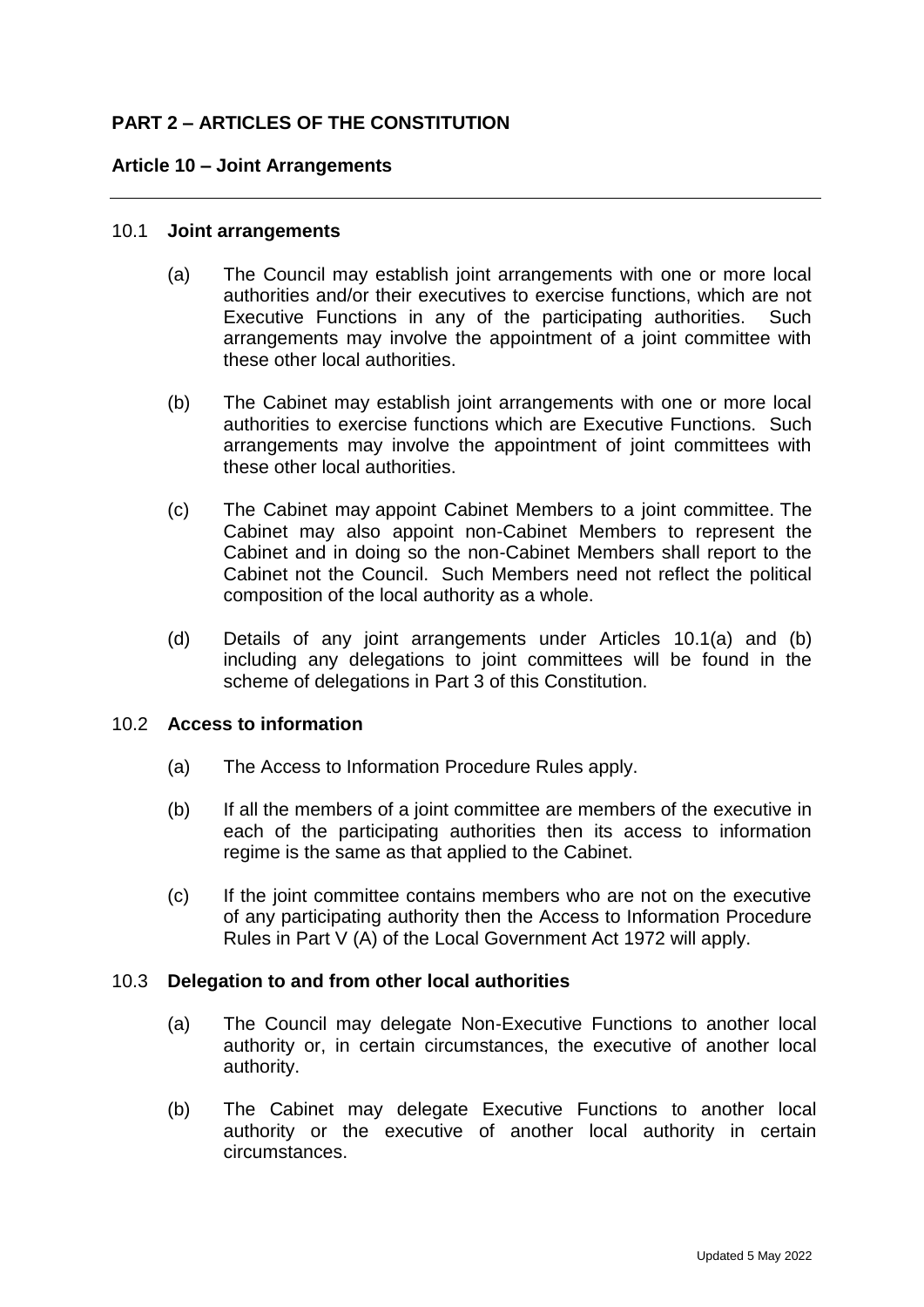## PART 2 – ARTICLES OF THE CONSTITUTION

### Article 10 – Joint Arrangements

---

10.1 **Joint arrangements**

(a) The Council may establish joint arrangements with one or more local authorities and/or their executives to exercise functions, which are not Executive Functions in any of the participating authorities. Such arrangements may involve the appointment of a joint committee with these other local authorities.

(b) The Cabinet may establish joint arrangements with one or more local authorities to exercise functions which are Executive Functions. Such arrangements may involve the appointment of joint committees with these other local authorities.

(c) The Cabinet may appoint Cabinet Members to a joint committee. The Cabinet may also appoint non-Cabinet Members to represent the Cabinet and in doing so the non-Cabinet Members shall report to the Cabinet not the Council. Such Members need not reflect the political composition of the local authority as a whole.

(d) Details of any joint arrangements under Articles 10.1(a) and (b) including any delegations to joint committees will be found in the scheme of delegations in Part 3 of this Constitution.

10.2 **Access to information**

(a) The Access to Information Procedure Rules apply.

(b) If all the members of a joint committee are members of the executive in each of the participating authorities then its access to information regime is the same as that applied to the Cabinet.

(c) If the joint committee contains members who are not on the executive of any participating authority then the Access to Information Procedure Rules in Part V (A) of the Local Government Act 1972 will apply.

10.3 **Delegation to and from other local authorities**

(a) The Council may delegate Non-Executive Functions to another local authority or, in certain circumstances, the executive of another local authority.

(b) The Cabinet may delegate Executive Functions to another local authority or the executive of another local authority in certain circumstances.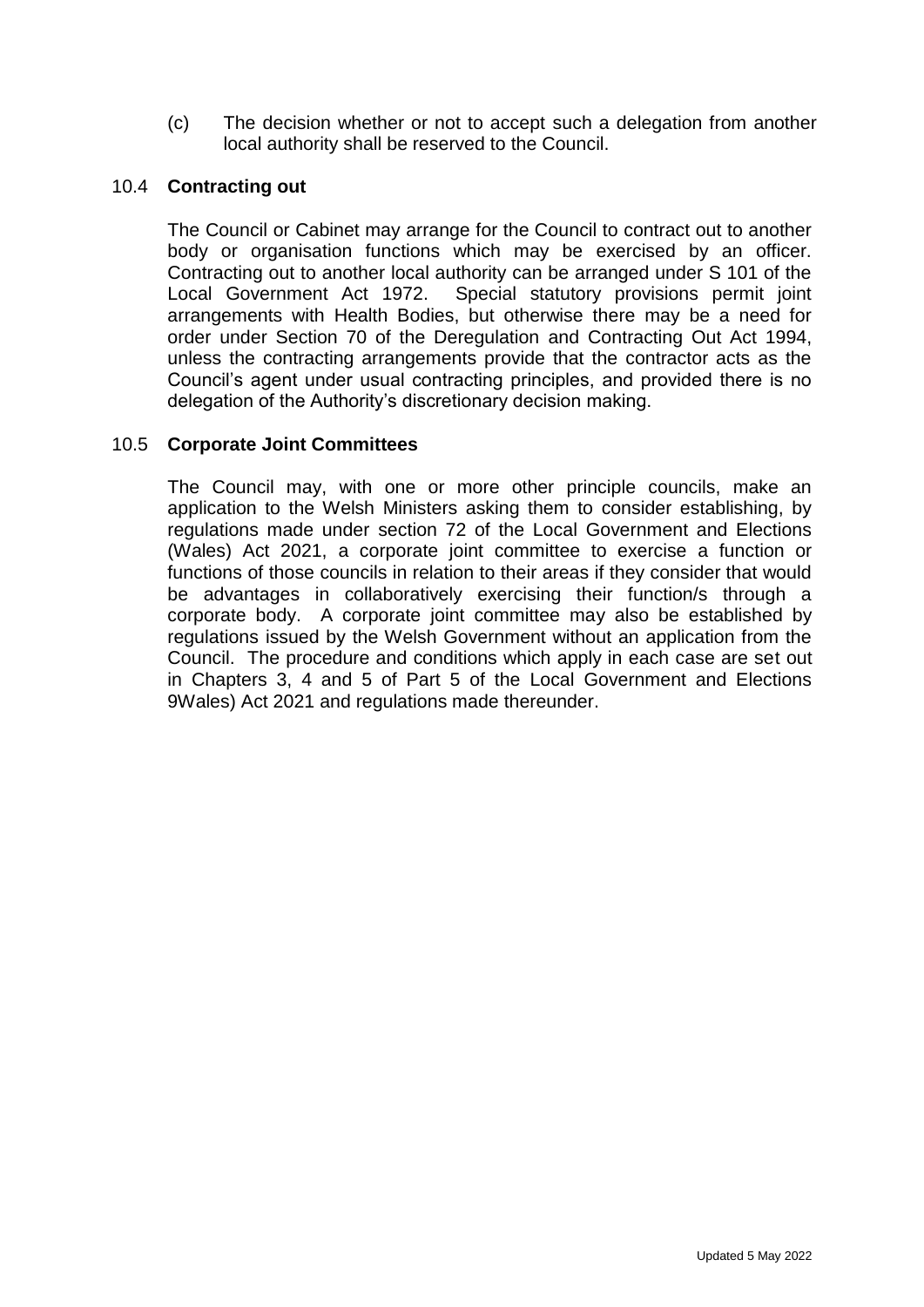(c) The decision whether or not to accept such a delegation from another local authority shall be reserved to the Council.

### 10.4 **Contracting out**

The Council or Cabinet may arrange for the Council to contract out to another body or organisation functions which may be exercised by an officer. Contracting out to another local authority can be arranged under S 101 of the Local Government Act 1972. Special statutory provisions permit joint arrangements with Health Bodies, but otherwise there may be a need for order under Section 70 of the Deregulation and Contracting Out Act 1994, unless the contracting arrangements provide that the contractor acts as the Council's agent under usual contracting principles, and provided there is no delegation of the Authority's discretionary decision making.

### 10.5 **Corporate Joint Committees**

The Council may, with one or more other principle councils, make an application to the Welsh Ministers asking them to consider establishing, by regulations made under section 72 of the Local Government and Elections (Wales) Act 2021, a corporate joint committee to exercise a function or functions of those councils in relation to their areas if they consider that would be advantages in collaboratively exercising their function/s through a corporate body. A corporate joint committee may also be established by regulations issued by the Welsh Government without an application from the Council. The procedure and conditions which apply in each case are set out in Chapters 3, 4 and 5 of Part 5 of the Local Government and Elections 9Wales) Act 2021 and regulations made thereunder.

Updated 5 May 2022